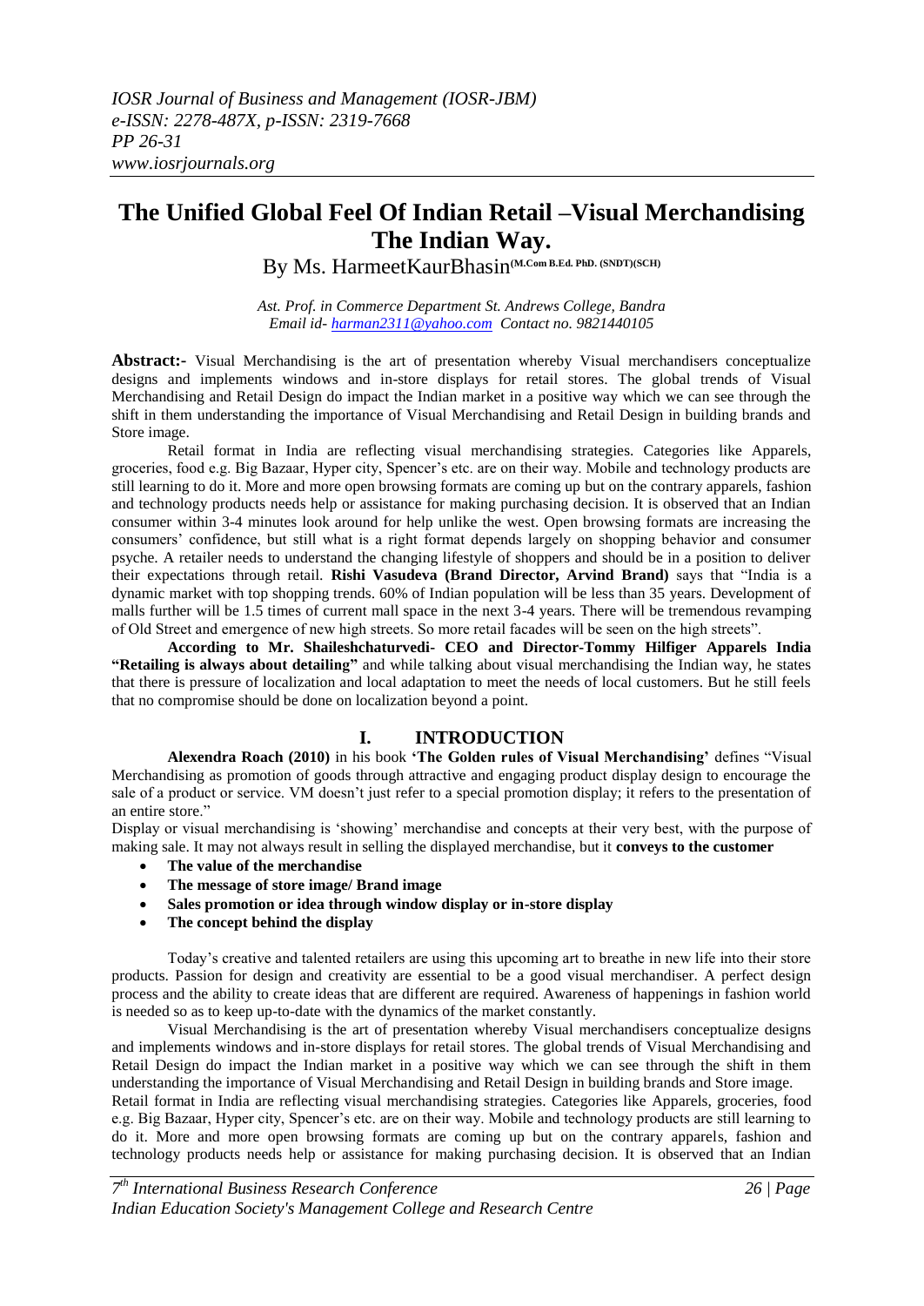# The Unified Global Feel Of Indian Retail –Visual Merchandising The Indian Way.

By Ms. HarmeetKaurBhasin(M.Com B.Ed. PhD. (SNDT)(SCH)

*Ast. Prof. in Commerce Department St. Andrews College, Bandra*
*Email id- harman2311@yahoo.com Contact no. 9821440105*

**Abstract:-** Visual Merchandising is the art of presentation whereby Visual merchandisers conceptualize designs and implements windows and in-store displays for retail stores. The global trends of Visual Merchandising and Retail Design do impact the Indian market in a positive way which we can see through the shift in them understanding the importance of Visual Merchandising and Retail Design in building brands and Store image.

Retail format in India are reflecting visual merchandising strategies. Categories like Apparels, groceries, food e.g. Big Bazaar, Hyper city, Spencer's etc. are on their way. Mobile and technology products are still learning to do it. More and more open browsing formats are coming up but on the contrary apparels, fashion and technology products needs help or assistance for making purchasing decision. It is observed that an Indian consumer within 3-4 minutes look around for help unlike the west. Open browsing formats are increasing the consumers' confidence, but still what is a right format depends largely on shopping behavior and consumer psyche. A retailer needs to understand the changing lifestyle of shoppers and should be in a position to deliver their expectations through retail. **Rishi Vasudeva (Brand Director, Arvind Brand)** says that "India is a dynamic market with top shopping trends. 60% of Indian population will be less than 35 years. Development of malls further will be 1.5 times of current mall space in the next 3-4 years. There will be tremendous revamping of Old Street and emergence of new high streets. So more retail facades will be seen on the high streets".

**According to Mr. Shaileshchaturvedi- CEO and Director-Tommy Hilfiger Apparels India "Retailing is always about detailing"** and while talking about visual merchandising the Indian way, he states that there is pressure of localization and local adaptation to meet the needs of local customers. But he still feels that no compromise should be done on localization beyond a point.

## I. INTRODUCTION

**Alexendra Roach (2010)** in his book **'The Golden rules of Visual Merchandising'** defines "Visual Merchandising as promotion of goods through attractive and engaging product display design to encourage the sale of a product or service. VM doesn't just refer to a special promotion display; it refers to the presentation of an entire store."

Display or visual merchandising is 'showing' merchandise and concepts at their very best, with the purpose of making sale. It may not always result in selling the displayed merchandise, but it **conveys to the customer**

- **The value of the merchandise**
- **The message of store image/ Brand image**
- **Sales promotion or idea through window display or in-store display**
- **The concept behind the display**

Today's creative and talented retailers are using this upcoming art to breathe in new life into their store products. Passion for design and creativity are essential to be a good visual merchandiser. A perfect design process and the ability to create ideas that are different are required. Awareness of happenings in fashion world is needed so as to keep up-to-date with the dynamics of the market constantly.

Visual Merchandising is the art of presentation whereby Visual merchandisers conceptualize designs and implements windows and in-store displays for retail stores. The global trends of Visual Merchandising and Retail Design do impact the Indian market in a positive way which we can see through the shift in them understanding the importance of Visual Merchandising and Retail Design in building brands and Store image.

Retail format in India are reflecting visual merchandising strategies. Categories like Apparels, groceries, food e.g. Big Bazaar, Hyper city, Spencer's etc. are on their way. Mobile and technology products are still learning to do it. More and more open browsing formats are coming up but on the contrary apparels, fashion and technology products needs help or assistance for making purchasing decision. It is observed that an Indian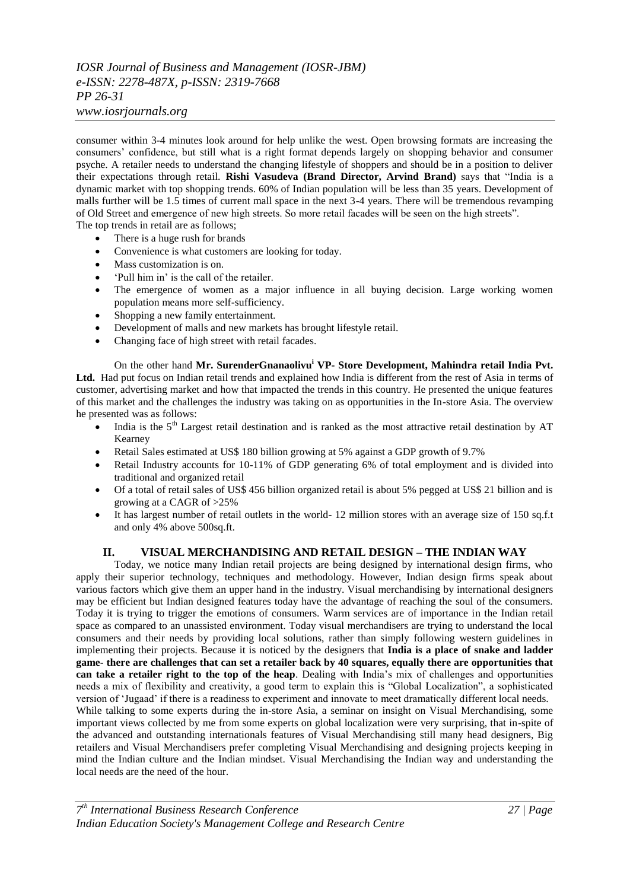consumer within 3-4 minutes look around for help unlike the west. Open browsing formats are increasing the consumers' confidence, but still what is a right format depends largely on shopping behavior and consumer psyche. A retailer needs to understand the changing lifestyle of shoppers and should be in a position to deliver their expectations through retail. **Rishi Vasudeva (Brand Director, Arvind Brand)** says that "India is a dynamic market with top shopping trends. 60% of Indian population will be less than 35 years. Development of malls further will be 1.5 times of current mall space in the next 3-4 years. There will be tremendous revamping of Old Street and emergence of new high streets. So more retail facades will be seen on the high streets".

The top trends in retail are as follows;

- There is a huge rush for brands
- Convenience is what customers are looking for today.
- Mass customization is on.
- 'Pull him in' is the call of the retailer.
- The emergence of women as a major influence in all buying decision. Large working women population means more self-sufficiency.
- Shopping a new family entertainment.
- Development of malls and new markets has brought lifestyle retail.
- Changing face of high street with retail facades.

On the other hand **Mr. SurenderGnanaolivu[i] VP- Store Development, Mahindra retail India Pvt. Ltd.** Had put focus on Indian retail trends and explained how India is different from the rest of Asia in terms of customer, advertising market and how that impacted the trends in this country. He presented the unique features of this market and the challenges the industry was taking on as opportunities in the In-store Asia. The overview he presented was as follows:

- India is the 5th Largest retail destination and is ranked as the most attractive retail destination by AT Kearney
- Retail Sales estimated at US$ 180 billion growing at 5% against a GDP growth of 9.7%
- Retail Industry accounts for 10-11% of GDP generating 6% of total employment and is divided into traditional and organized retail
- Of a total of retail sales of US$ 456 billion organized retail is about 5% pegged at US$ 21 billion and is growing at a CAGR of >25%
- It has largest number of retail outlets in the world- 12 million stores with an average size of 150 sq.f.t and only 4% above 500sq.ft.

## II. VISUAL MERCHANDISING AND RETAIL DESIGN – THE INDIAN WAY

Today, we notice many Indian retail projects are being designed by international design firms, who apply their superior technology, techniques and methodology. However, Indian design firms speak about various factors which give them an upper hand in the industry. Visual merchandising by international designers may be efficient but Indian designed features today have the advantage of reaching the soul of the consumers. Today it is trying to trigger the emotions of consumers. Warm services are of importance in the Indian retail space as compared to an unassisted environment. Today visual merchandisers are trying to understand the local consumers and their needs by providing local solutions, rather than simply following western guidelines in implementing their projects. Because it is noticed by the designers that **India is a place of snake and ladder game- there are challenges that can set a retailer back by 40 squares, equally there are opportunities that can take a retailer right to the top of the heap**. Dealing with India's mix of challenges and opportunities needs a mix of flexibility and creativity, a good term to explain this is "Global Localization", a sophisticated version of 'Jugaad' if there is a readiness to experiment and innovate to meet dramatically different local needs.

While talking to some experts during the in-store Asia, a seminar on insight on Visual Merchandising, some important views collected by me from some experts on global localization were very surprising, that in-spite of the advanced and outstanding internationals features of Visual Merchandising still many head designers, Big retailers and Visual Merchandisers prefer completing Visual Merchandising and designing projects keeping in mind the Indian culture and the Indian mindset. Visual Merchandising the Indian way and understanding the local needs are the need of the hour.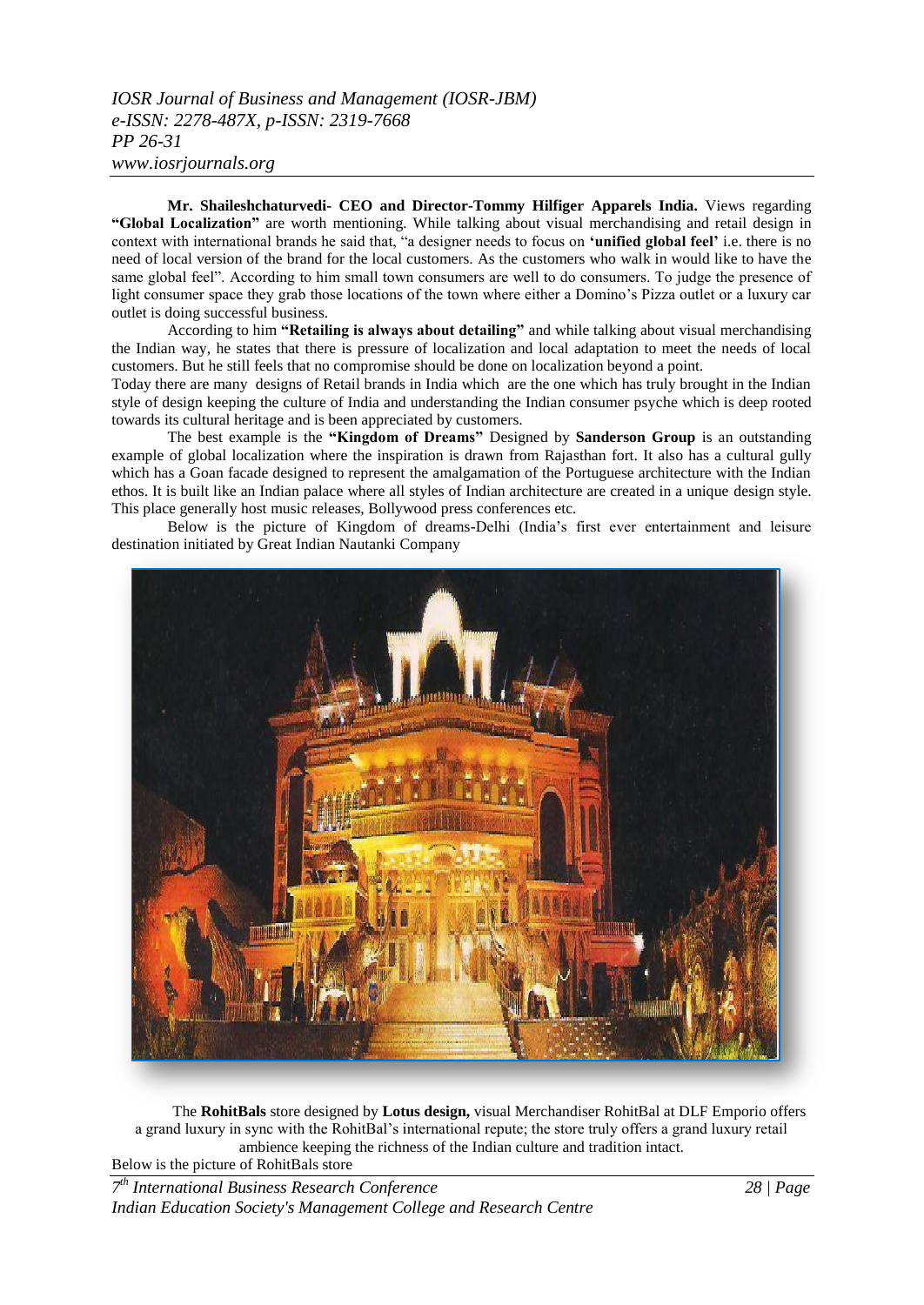**Mr. Shaileshchaturvedi- CEO and Director-Tommy Hilfiger Apparels India.** Views regarding **"Global Localization"** are worth mentioning. While talking about visual merchandising and retail design in context with international brands he said that, "a designer needs to focus on **'unified global feel'** i.e. there is no need of local version of the brand for the local customers. As the customers who walk in would like to have the same global feel". According to him small town consumers are well to do consumers. To judge the presence of light consumer space they grab those locations of the town where either a Domino's Pizza outlet or a luxury car outlet is doing successful business.

According to him **"Retailing is always about detailing"** and while talking about visual merchandising the Indian way, he states that there is pressure of localization and local adaptation to meet the needs of local customers. But he still feels that no compromise should be done on localization beyond a point.

Today there are many designs of Retail brands in India which are the one which has truly brought in the Indian style of design keeping the culture of India and understanding the Indian consumer psyche which is deep rooted towards its cultural heritage and is been appreciated by customers.

The best example is the **"Kingdom of Dreams"** Designed by **Sanderson Group** is an outstanding example of global localization where the inspiration is drawn from Rajasthan fort. It also has a cultural gully which has a Goan facade designed to represent the amalgamation of the Portuguese architecture with the Indian ethos. It is built like an Indian palace where all styles of Indian architecture are created in a unique design style. This place generally host music releases, Bollywood press conferences etc.

Below is the picture of Kingdom of dreams-Delhi (India's first ever entertainment and leisure destination initiated by Great Indian Nautanki Company

The **RohitBals** store designed by **Lotus design,** visual Merchandiser RohitBal at DLF Emporio offers a grand luxury in sync with the RohitBal's international repute; the store truly offers a grand luxury retail ambience keeping the richness of the Indian culture and tradition intact.

Below is the picture of RohitBals store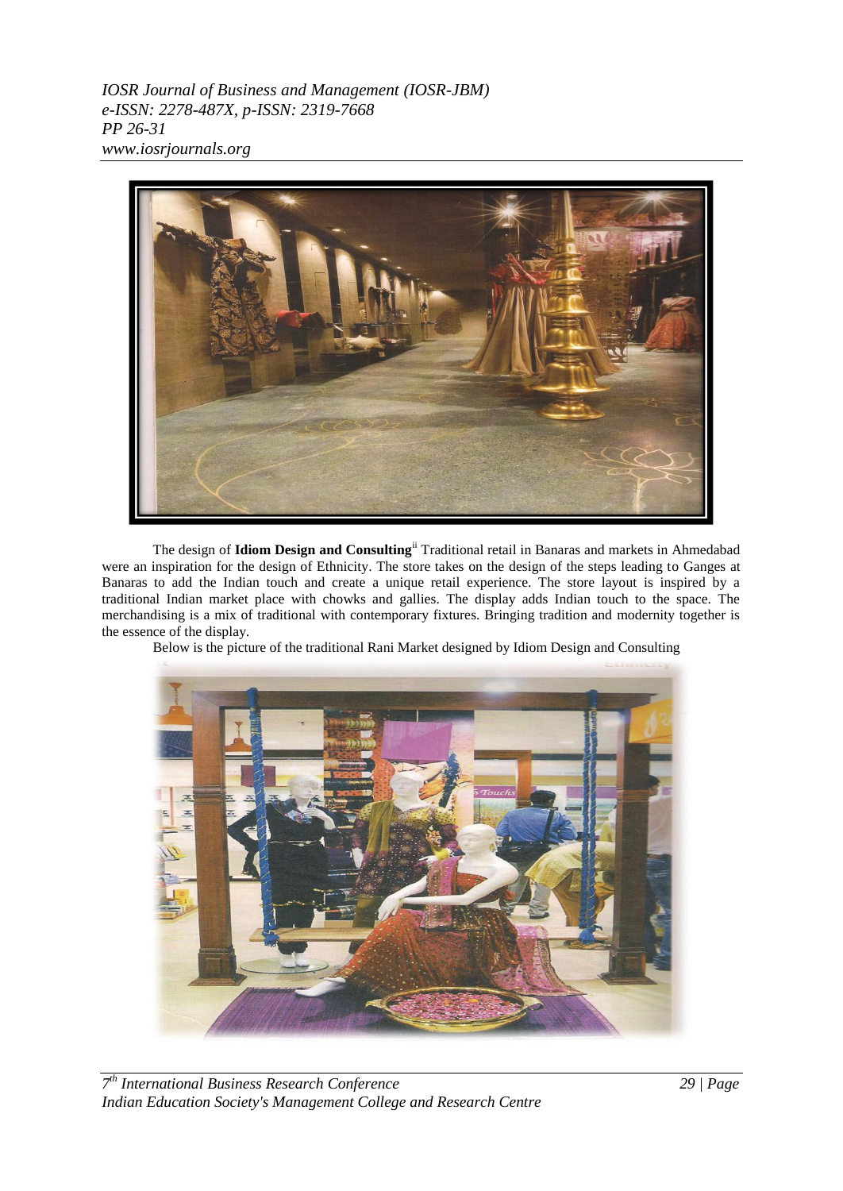The design of **Idiom Design and Consulting**[ii] Traditional retail in Banaras and markets in Ahmedabad were an inspiration for the design of Ethnicity. The store takes on the design of the steps leading to Ganges at Banaras to add the Indian touch and create a unique retail experience. The store layout is inspired by a traditional Indian market place with chowks and gallies. The display adds Indian touch to the space. The merchandising is a mix of traditional with contemporary fixtures. Bringing tradition and modernity together is the essence of the display.

Below is the picture of the traditional Rani Market designed by Idiom Design and Consulting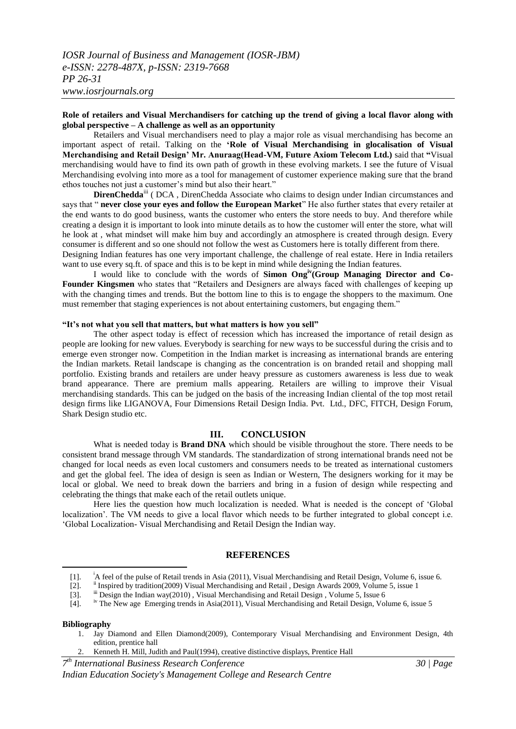**Role of retailers and Visual Merchandisers for catching up the trend of giving a local flavor along with global perspective – A challenge as well as an opportunity**

Retailers and Visual merchandisers need to play a major role as visual merchandising has become an important aspect of retail. Talking on the **'Role of Visual Merchandising in glocalisation of Visual Merchandising and Retail Design' Mr. Anuraag(Head-VM, Future Axiom Telecom Ltd.)** said that **"**Visual merchandising would have to find its own path of growth in these evolving markets. I see the future of Visual Merchandising evolving into more as a tool for management of customer experience making sure that the brand ethos touches not just a customer's mind but also their heart."

**DirenChedda**[iii] ( DCA , DirenChedda Associate who claims to design under Indian circumstances and says that " **never close your eyes and follow the European Market**" He also further states that every retailer at the end wants to do good business, wants the customer who enters the store needs to buy. And therefore while creating a design it is important to look into minute details as to how the customer will enter the store, what will he look at , what mindset will make him buy and accordingly an atmosphere is created through design. Every consumer is different and so one should not follow the west as Customers here is totally different from there.
Designing Indian features has one very important challenge, the challenge of real estate. Here in India retailers want to use every sq.ft. of space and this is to be kept in mind while designing the Indian features.

I would like to conclude with the words of **Simon Ong**[iv] **(Group Managing Director and Co-Founder Kingsmen** who states that "Retailers and Designers are always faced with challenges of keeping up with the changing times and trends. But the bottom line to this is to engage the shoppers to the maximum. One must remember that staging experiences is not about entertaining customers, but engaging them."

**"It's not what you sell that matters, but what matters is how you sell"**

The other aspect today is effect of recession which has increased the importance of retail design as people are looking for new values. Everybody is searching for new ways to be successful during the crisis and to emerge even stronger now. Competition in the Indian market is increasing as international brands are entering the Indian markets. Retail landscape is changing as the concentration is on branded retail and shopping mall portfolio. Existing brands and retailers are under heavy pressure as customers awareness is less due to weak brand appearance. There are premium malls appearing. Retailers are willing to improve their Visual merchandising standards. This can be judged on the basis of the increasing Indian cliental of the top most retail design firms like LIGANOVA, Four Dimensions Retail Design India. Pvt. Ltd., DFC, FITCH, Design Forum, Shark Design studio etc.

## III. CONCLUSION

What is needed today is **Brand DNA** which should be visible throughout the store. There needs to be consistent brand message through VM standards. The standardization of strong international brands need not be changed for local needs as even local customers and consumers needs to be treated as international customers and get the global feel. The idea of design is seen as Indian or Western, The designers working for it may be local or global. We need to break down the barriers and bring in a fusion of design while respecting and celebrating the things that make each of the retail outlets unique.

Here lies the question how much localization is needed. What is needed is the concept of 'Global localization'. The VM needs to give a local flavor which needs to be further integrated to global concept i.e. 'Global Localization- Visual Merchandising and Retail Design the Indian way.

## REFERENCES

[1]. [i]A feel of the pulse of Retail trends in Asia (2011), Visual Merchandising and Retail Design, Volume 6, issue 6.
[2]. [ii] Inspired by tradition(2009) Visual Merchandising and Retail , Design Awards 2009, Volume 5, issue 1
[3]. [iii] Design the Indian way(2010) , Visual Merchandising and Retail Design , Volume 5, Issue 6
[4]. [iv] The New age Emerging trends in Asia(2011), Visual Merchandising and Retail Design, Volume 6, issue 5

**Bibliography**

1. Jay Diamond and Ellen Diamond(2009), Contemporary Visual Merchandising and Environment Design, 4th edition, prentice hall
2. Kenneth H. Mill, Judith and Paul(1994), creative distinctive displays, Prentice Hall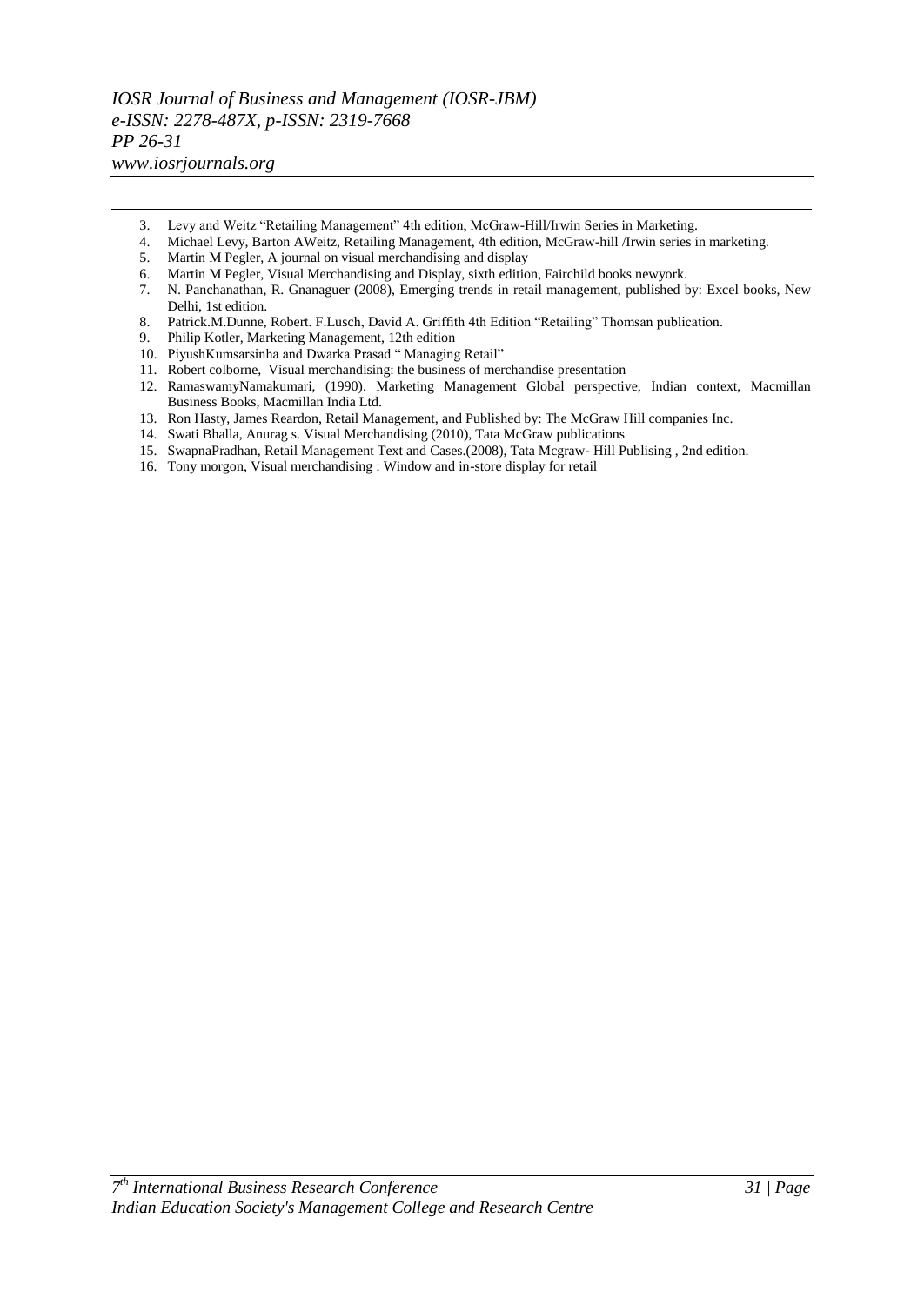3. Levy and Weitz “Retailing Management” 4th edition, McGraw-Hill/Irwin Series in Marketing.
4. Michael Levy, Barton AWeitz, Retailing Management, 4th edition, McGraw-hill /Irwin series in marketing.
5. Martin M Pegler, A journal on visual merchandising and display
6. Martin M Pegler, Visual Merchandising and Display, sixth edition, Fairchild books newyork.
7. N. Panchanathan, R. Gnanaguer (2008), Emerging trends in retail management, published by: Excel books, New Delhi, 1st edition.
8. Patrick.M.Dunne, Robert. F.Lusch, David A. Griffith 4th Edition “Retailing” Thomsan publication.
9. Philip Kotler, Marketing Management, 12th edition
10. PiyushKumsarsinha and Dwarka Prasad “ Managing Retail”
11. Robert colborne, Visual merchandising: the business of merchandise presentation
12. RamaswamyNamakumari, (1990). Marketing Management Global perspective, Indian context, Macmillan Business Books, Macmillan India Ltd.
13. Ron Hasty, James Reardon, Retail Management, and Published by: The McGraw Hill companies Inc.
14. Swati Bhalla, Anurag s. Visual Merchandising (2010), Tata McGraw publications
15. SwapnaPradhan, Retail Management Text and Cases.(2008), Tata Mcgraw- Hill Publising , 2nd edition.
16. Tony morgon, Visual merchandising : Window and in-store display for retail